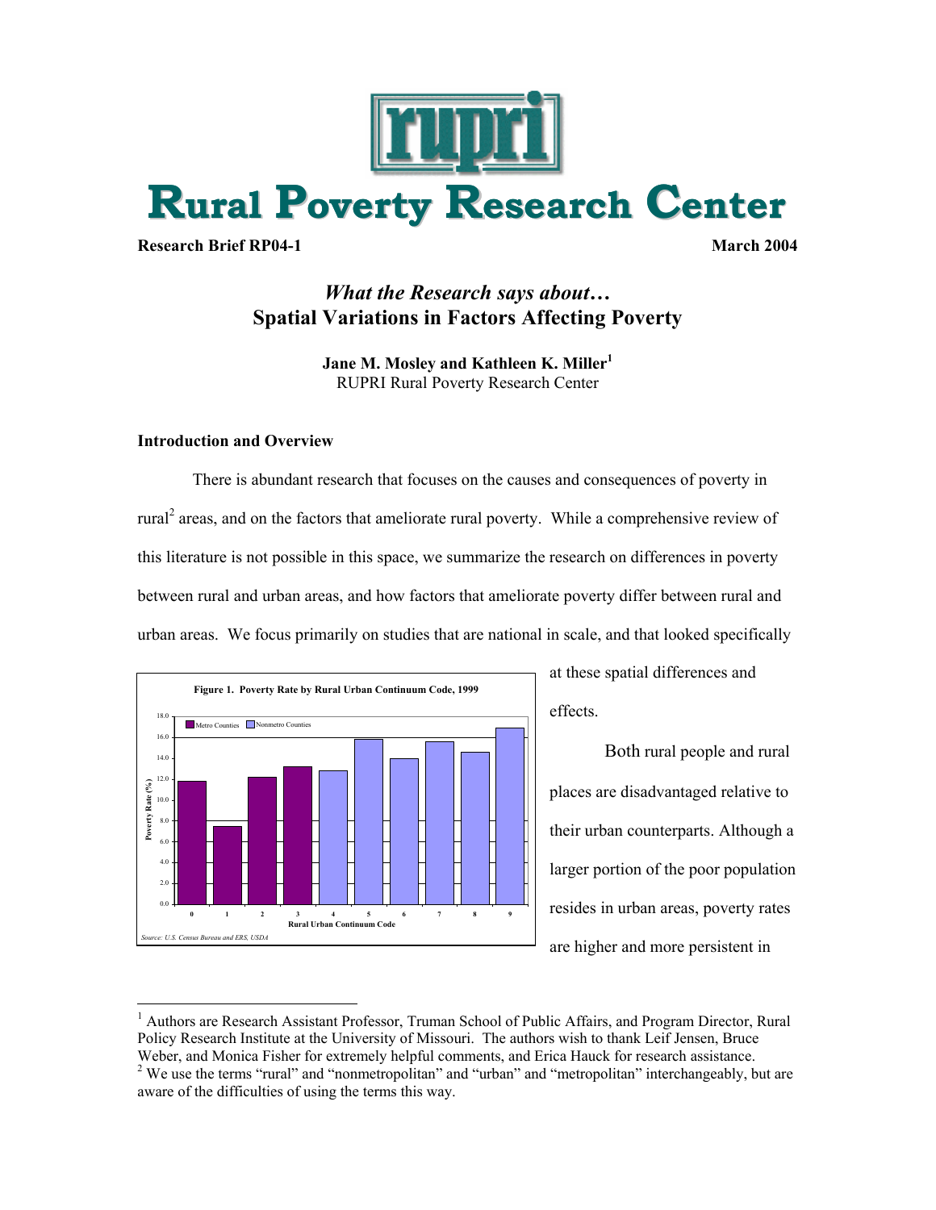# Rural Poverty Research Center

**Research Brief RP04-1** **March 2004**

## *What the Research says about…* Spatial Variations in Factors Affecting Poverty

**Jane M. Mosley and Kathleen K. Miller**[1]
RUPRI Rural Poverty Research Center

### Introduction and Overview

There is abundant research that focuses on the causes and consequences of poverty in rural[2] areas, and on the factors that ameliorate rural poverty. While a comprehensive review of this literature is not possible in this space, we summarize the research on differences in poverty between rural and urban areas, and how factors that ameliorate poverty differ between rural and urban areas. We focus primarily on studies that are national in scale, and that looked specifically at these spatial differences and effects.

**Figure 1. Poverty Rate by Rural Urban Continuum Code, 1999**

Source: U.S. Census Bureau and ERS, USDA

Both rural people and rural places are disadvantaged relative to their urban counterparts. Although a larger portion of the poor population resides in urban areas, poverty rates are higher and more persistent in

---

[1] Authors are Research Assistant Professor, Truman School of Public Affairs, and Program Director, Rural Policy Research Institute at the University of Missouri. The authors wish to thank Leif Jensen, Bruce Weber, and Monica Fisher for extremely helpful comments, and Erica Hauck for research assistance.

[2] We use the terms "rural" and "nonmetropolitan" and "urban" and "metropolitan" interchangeably, but are aware of the difficulties of using the terms this way.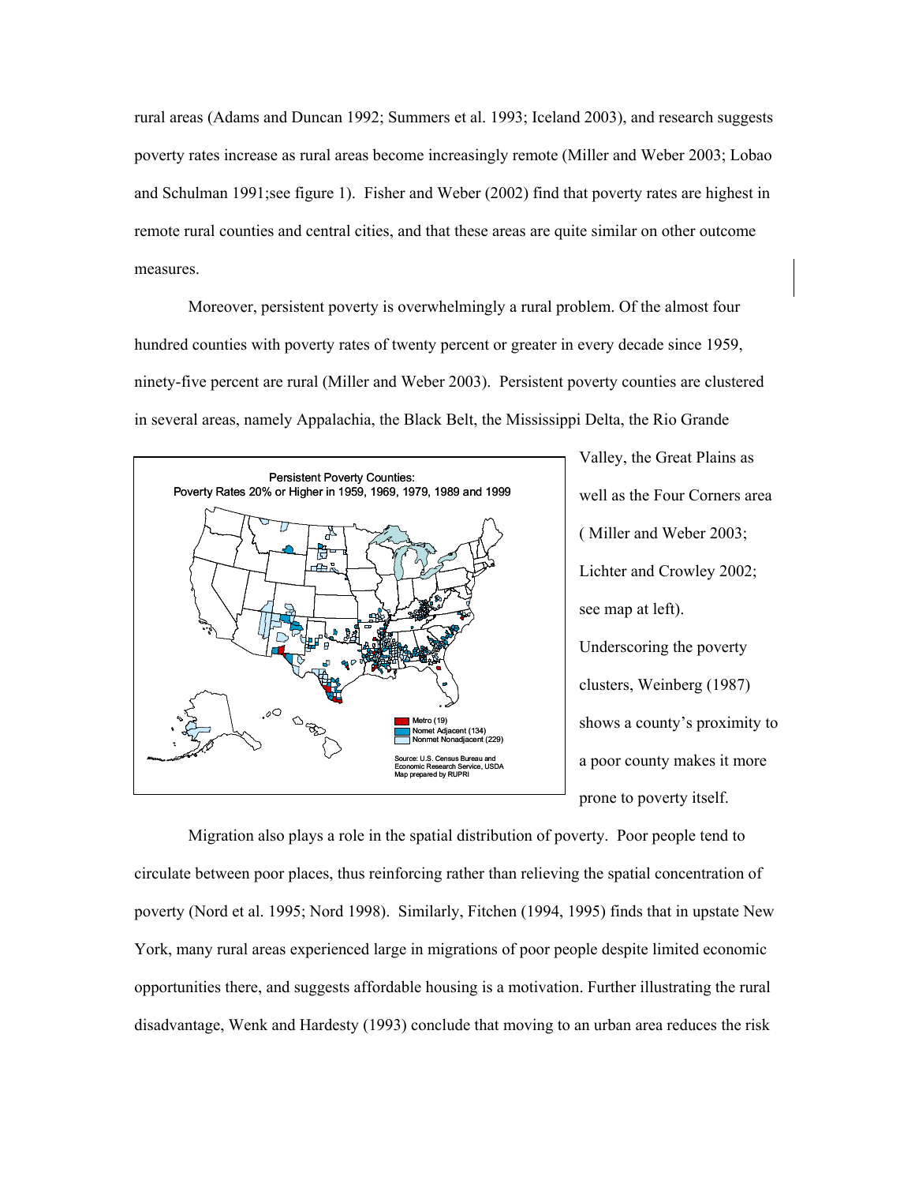rural areas (Adams and Duncan 1992; Summers et al. 1993; Iceland 2003), and research suggests poverty rates increase as rural areas become increasingly remote (Miller and Weber 2003; Lobao and Schulman 1991;see figure 1). Fisher and Weber (2002) find that poverty rates are highest in remote rural counties and central cities, and that these areas are quite similar on other outcome measures.

Moreover, persistent poverty is overwhelmingly a rural problem. Of the almost four hundred counties with poverty rates of twenty percent or greater in every decade since 1959, ninety-five percent are rural (Miller and Weber 2003). Persistent poverty counties are clustered in several areas, namely Appalachia, the Black Belt, the Mississippi Delta, the Rio Grande Valley, the Great Plains as well as the Four Corners area ( Miller and Weber 2003; Lichter and Crowley 2002; see map at left). Underscoring the poverty clusters, Weinberg (1987) shows a county's proximity to a poor county makes it more prone to poverty itself.

Persistent Poverty Counties: Poverty Rates 20% or Higher in 1959, 1969, 1979, 1989 and 1999

Metro (19)
Nomet Adjacent (134)
Nonmet Nonadjacent (229)

Source: U.S. Census Bureau and Economic Research Service, USDA
Map prepared by RUPRI

Migration also plays a role in the spatial distribution of poverty. Poor people tend to circulate between poor places, thus reinforcing rather than relieving the spatial concentration of poverty (Nord et al. 1995; Nord 1998). Similarly, Fitchen (1994, 1995) finds that in upstate New York, many rural areas experienced large in migrations of poor people despite limited economic opportunities there, and suggests affordable housing is a motivation. Further illustrating the rural disadvantage, Wenk and Hardesty (1993) conclude that moving to an urban area reduces the risk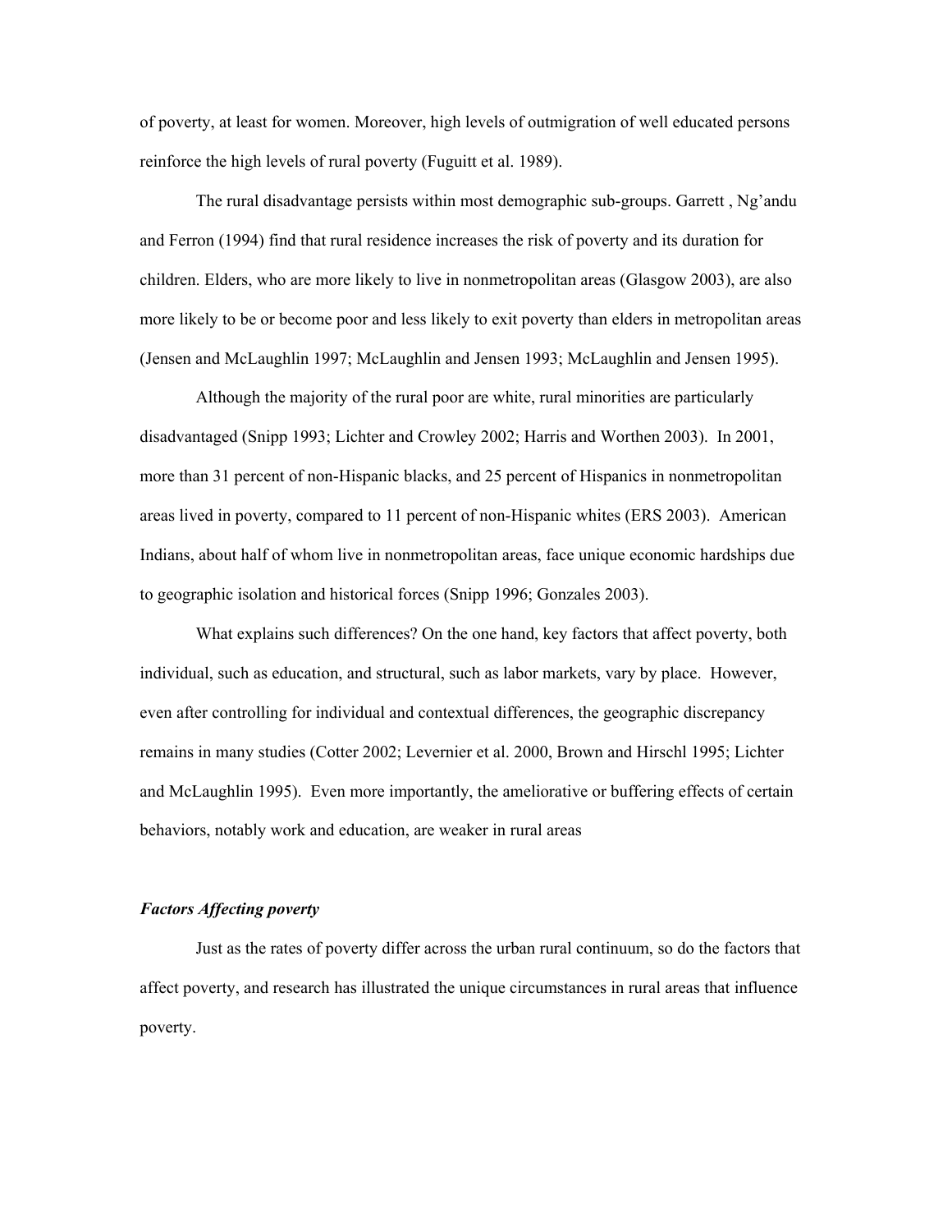of poverty, at least for women. Moreover, high levels of outmigration of well educated persons reinforce the high levels of rural poverty (Fuguitt et al. 1989).

The rural disadvantage persists within most demographic sub-groups. Garrett , Ng'andu and Ferron (1994) find that rural residence increases the risk of poverty and its duration for children. Elders, who are more likely to live in nonmetropolitan areas (Glasgow 2003), are also more likely to be or become poor and less likely to exit poverty than elders in metropolitan areas (Jensen and McLaughlin 1997; McLaughlin and Jensen 1993; McLaughlin and Jensen 1995).

Although the majority of the rural poor are white, rural minorities are particularly disadvantaged (Snipp 1993; Lichter and Crowley 2002; Harris and Worthen 2003). In 2001, more than 31 percent of non-Hispanic blacks, and 25 percent of Hispanics in nonmetropolitan areas lived in poverty, compared to 11 percent of non-Hispanic whites (ERS 2003). American Indians, about half of whom live in nonmetropolitan areas, face unique economic hardships due to geographic isolation and historical forces (Snipp 1996; Gonzales 2003).

What explains such differences? On the one hand, key factors that affect poverty, both individual, such as education, and structural, such as labor markets, vary by place. However, even after controlling for individual and contextual differences, the geographic discrepancy remains in many studies (Cotter 2002; Levernier et al. 2000, Brown and Hirschl 1995; Lichter and McLaughlin 1995). Even more importantly, the ameliorative or buffering effects of certain behaviors, notably work and education, are weaker in rural areas

### *Factors Affecting poverty*

Just as the rates of poverty differ across the urban rural continuum, so do the factors that affect poverty, and research has illustrated the unique circumstances in rural areas that influence poverty.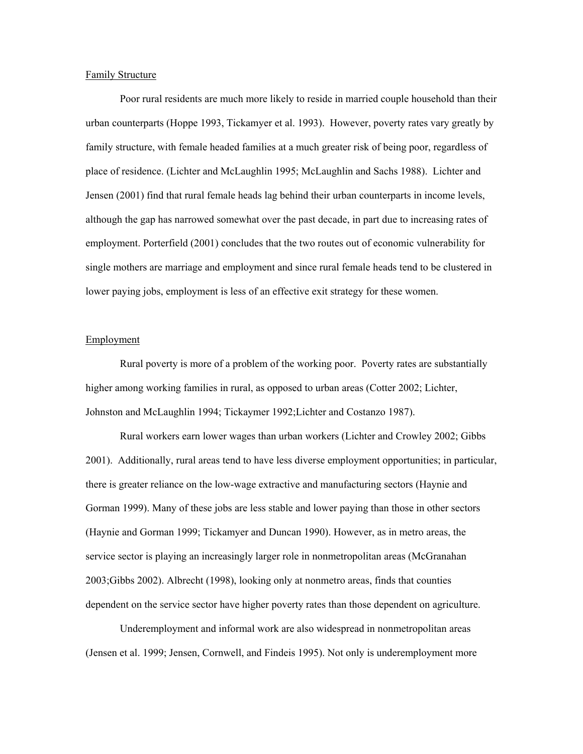Family Structure

Poor rural residents are much more likely to reside in married couple household than their urban counterparts (Hoppe 1993, Tickamyer et al. 1993). However, poverty rates vary greatly by family structure, with female headed families at a much greater risk of being poor, regardless of place of residence. (Lichter and McLaughlin 1995; McLaughlin and Sachs 1988). Lichter and Jensen (2001) find that rural female heads lag behind their urban counterparts in income levels, although the gap has narrowed somewhat over the past decade, in part due to increasing rates of employment. Porterfield (2001) concludes that the two routes out of economic vulnerability for single mothers are marriage and employment and since rural female heads tend to be clustered in lower paying jobs, employment is less of an effective exit strategy for these women.

Employment

Rural poverty is more of a problem of the working poor. Poverty rates are substantially higher among working families in rural, as opposed to urban areas (Cotter 2002; Lichter, Johnston and McLaughlin 1994; Tickaymer 1992;Lichter and Costanzo 1987).

Rural workers earn lower wages than urban workers (Lichter and Crowley 2002; Gibbs 2001). Additionally, rural areas tend to have less diverse employment opportunities; in particular, there is greater reliance on the low-wage extractive and manufacturing sectors (Haynie and Gorman 1999). Many of these jobs are less stable and lower paying than those in other sectors (Haynie and Gorman 1999; Tickamyer and Duncan 1990). However, as in metro areas, the service sector is playing an increasingly larger role in nonmetropolitan areas (McGranahan 2003;Gibbs 2002). Albrecht (1998), looking only at nonmetro areas, finds that counties dependent on the service sector have higher poverty rates than those dependent on agriculture.

Underemployment and informal work are also widespread in nonmetropolitan areas (Jensen et al. 1999; Jensen, Cornwell, and Findeis 1995). Not only is underemployment more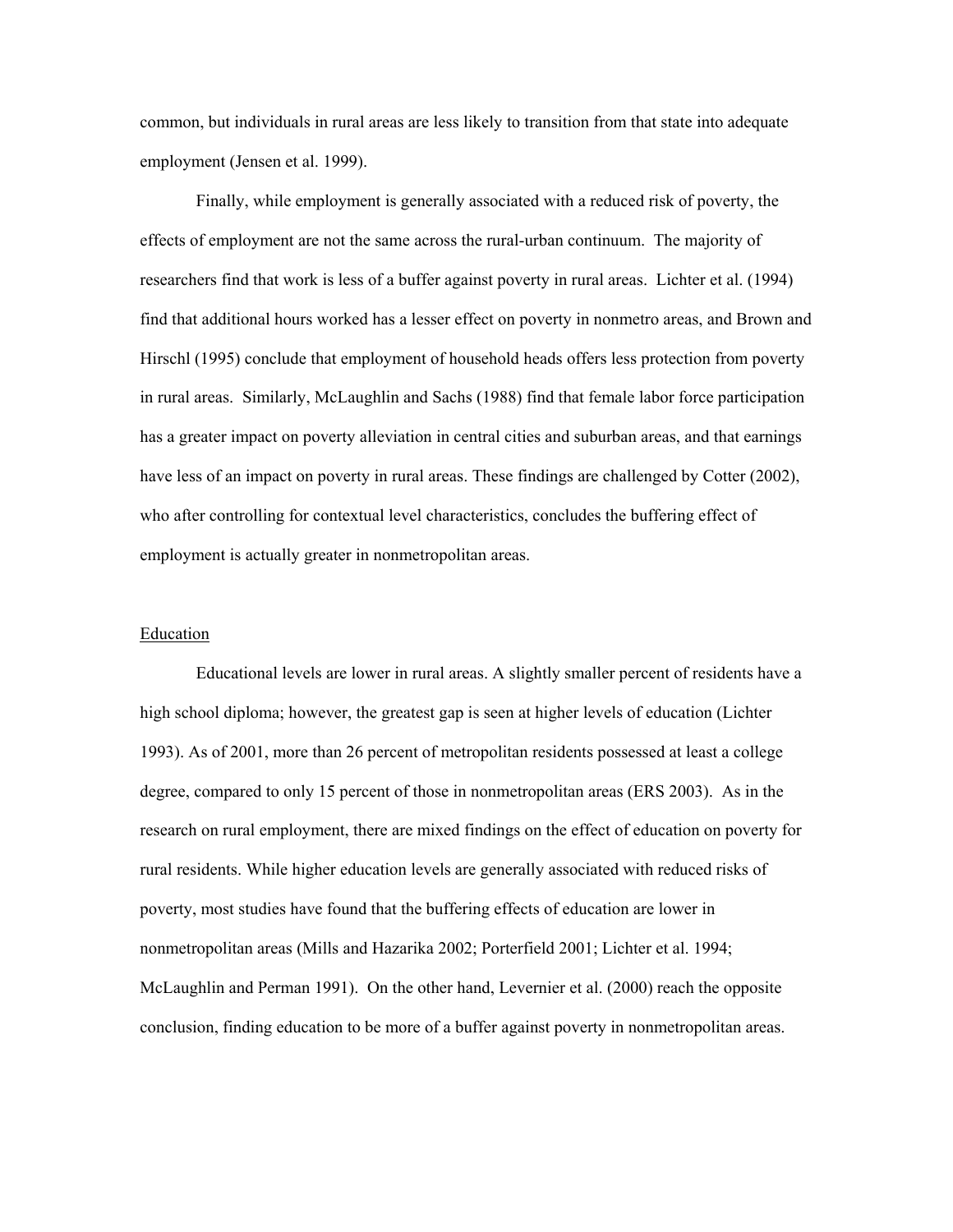common, but individuals in rural areas are less likely to transition from that state into adequate employment (Jensen et al. 1999).

Finally, while employment is generally associated with a reduced risk of poverty, the effects of employment are not the same across the rural-urban continuum. The majority of researchers find that work is less of a buffer against poverty in rural areas. Lichter et al. (1994) find that additional hours worked has a lesser effect on poverty in nonmetro areas, and Brown and Hirschl (1995) conclude that employment of household heads offers less protection from poverty in rural areas. Similarly, McLaughlin and Sachs (1988) find that female labor force participation has a greater impact on poverty alleviation in central cities and suburban areas, and that earnings have less of an impact on poverty in rural areas. These findings are challenged by Cotter (2002), who after controlling for contextual level characteristics, concludes the buffering effect of employment is actually greater in nonmetropolitan areas.

## Education

Educational levels are lower in rural areas. A slightly smaller percent of residents have a high school diploma; however, the greatest gap is seen at higher levels of education (Lichter 1993). As of 2001, more than 26 percent of metropolitan residents possessed at least a college degree, compared to only 15 percent of those in nonmetropolitan areas (ERS 2003). As in the research on rural employment, there are mixed findings on the effect of education on poverty for rural residents. While higher education levels are generally associated with reduced risks of poverty, most studies have found that the buffering effects of education are lower in nonmetropolitan areas (Mills and Hazarika 2002; Porterfield 2001; Lichter et al. 1994; McLaughlin and Perman 1991). On the other hand, Levernier et al. (2000) reach the opposite conclusion, finding education to be more of a buffer against poverty in nonmetropolitan areas.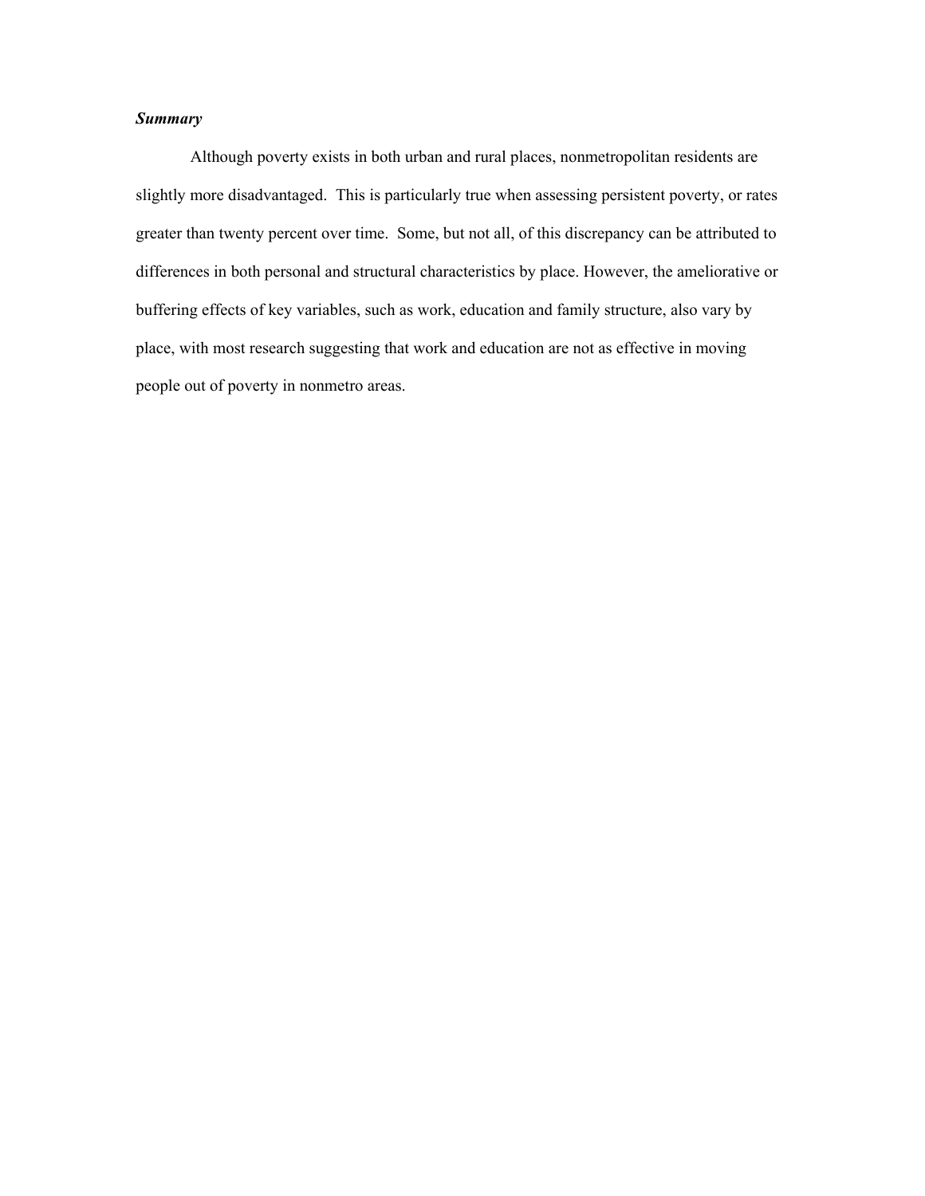***Summary***

Although poverty exists in both urban and rural places, nonmetropolitan residents are slightly more disadvantaged. This is particularly true when assessing persistent poverty, or rates greater than twenty percent over time. Some, but not all, of this discrepancy can be attributed to differences in both personal and structural characteristics by place. However, the ameliorative or buffering effects of key variables, such as work, education and family structure, also vary by place, with most research suggesting that work and education are not as effective in moving people out of poverty in nonmetro areas.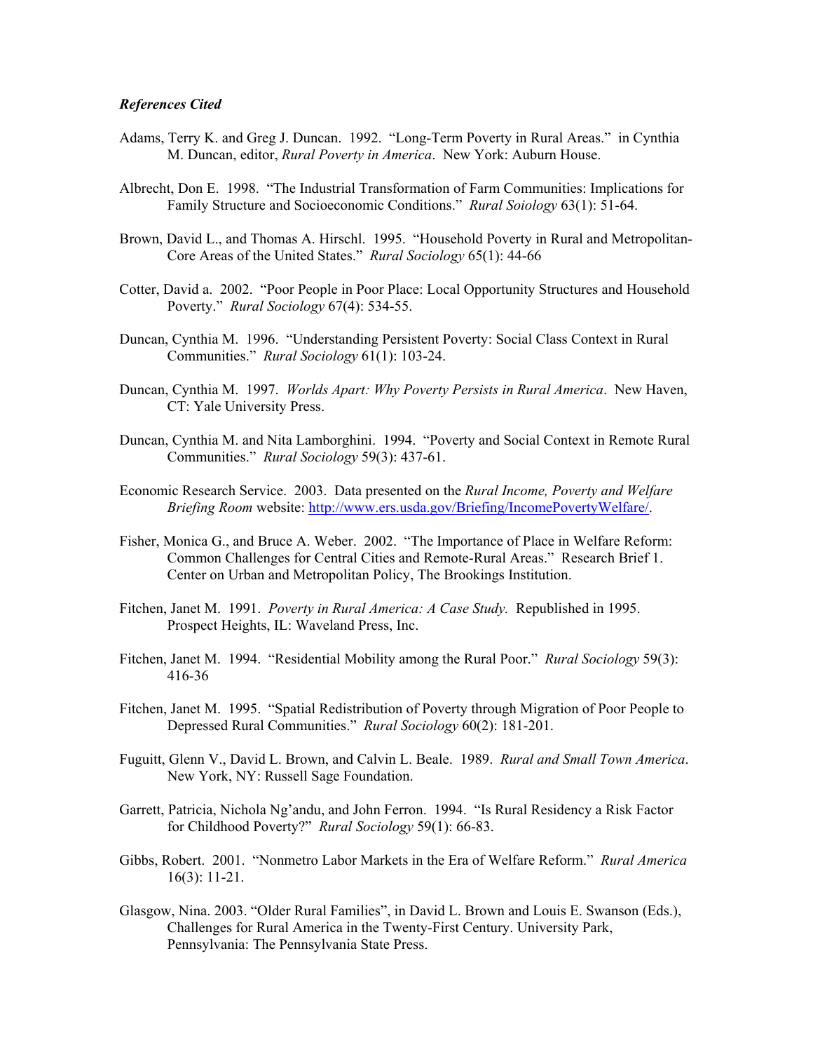***References Cited***

Adams, Terry K. and Greg J. Duncan. 1992. "Long-Term Poverty in Rural Areas." in Cynthia M. Duncan, editor, *Rural Poverty in America*. New York: Auburn House.

Albrecht, Don E. 1998. "The Industrial Transformation of Farm Communities: Implications for Family Structure and Socioeconomic Conditions." *Rural Soiology* 63(1): 51-64.

Brown, David L., and Thomas A. Hirschl. 1995. "Household Poverty in Rural and Metropolitan-Core Areas of the United States." *Rural Sociology* 65(1): 44-66

Cotter, David a. 2002. "Poor People in Poor Place: Local Opportunity Structures and Household Poverty." *Rural Sociology* 67(4): 534-55.

Duncan, Cynthia M. 1996. "Understanding Persistent Poverty: Social Class Context in Rural Communities." *Rural Sociology* 61(1): 103-24.

Duncan, Cynthia M. 1997. *Worlds Apart: Why Poverty Persists in Rural America*. New Haven, CT: Yale University Press.

Duncan, Cynthia M. and Nita Lamborghini. 1994. "Poverty and Social Context in Remote Rural Communities." *Rural Sociology* 59(3): 437-61.

Economic Research Service. 2003. Data presented on the *Rural Income, Poverty and Welfare Briefing Room* website: http://www.ers.usda.gov/Briefing/IncomePovertyWelfare/.

Fisher, Monica G., and Bruce A. Weber. 2002. "The Importance of Place in Welfare Reform: Common Challenges for Central Cities and Remote-Rural Areas." Research Brief 1. Center on Urban and Metropolitan Policy, The Brookings Institution.

Fitchen, Janet M. 1991. *Poverty in Rural America: A Case Study.* Republished in 1995. Prospect Heights, IL: Waveland Press, Inc.

Fitchen, Janet M. 1994. "Residential Mobility among the Rural Poor." *Rural Sociology* 59(3): 416-36

Fitchen, Janet M. 1995. "Spatial Redistribution of Poverty through Migration of Poor People to Depressed Rural Communities." *Rural Sociology* 60(2): 181-201.

Fuguitt, Glenn V., David L. Brown, and Calvin L. Beale. 1989. *Rural and Small Town America*. New York, NY: Russell Sage Foundation.

Garrett, Patricia, Nichola Ng'andu, and John Ferron. 1994. "Is Rural Residency a Risk Factor for Childhood Poverty?" *Rural Sociology* 59(1): 66-83.

Gibbs, Robert. 2001. "Nonmetro Labor Markets in the Era of Welfare Reform." *Rural America* 16(3): 11-21.

Glasgow, Nina. 2003. "Older Rural Families", in David L. Brown and Louis E. Swanson (Eds.), Challenges for Rural America in the Twenty-First Century. University Park, Pennsylvania: The Pennsylvania State Press.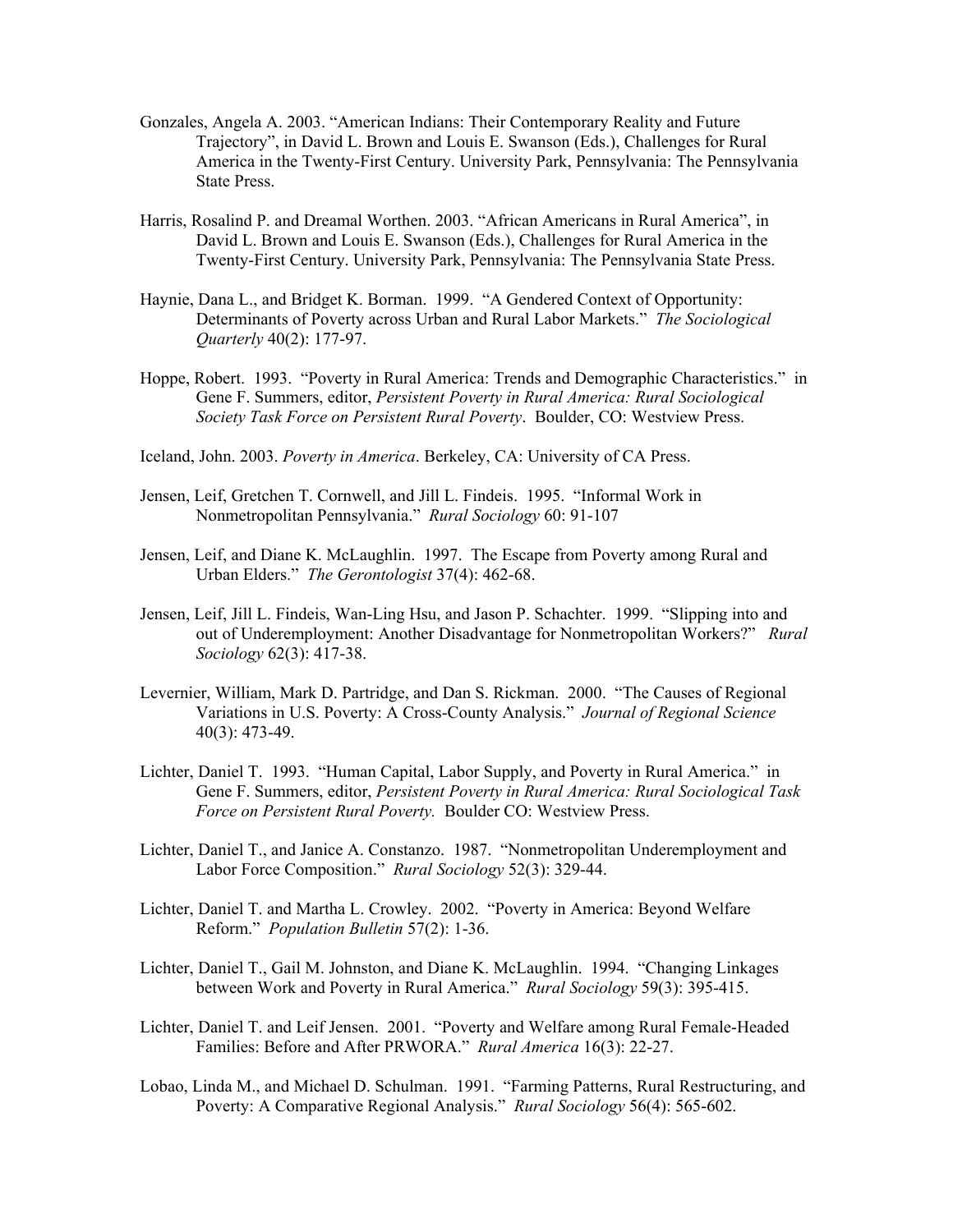Gonzales, Angela A. 2003. "American Indians: Their Contemporary Reality and Future Trajectory", in David L. Brown and Louis E. Swanson (Eds.), Challenges for Rural America in the Twenty-First Century. University Park, Pennsylvania: The Pennsylvania State Press.

Harris, Rosalind P. and Dreamal Worthen. 2003. "African Americans in Rural America", in David L. Brown and Louis E. Swanson (Eds.), Challenges for Rural America in the Twenty-First Century. University Park, Pennsylvania: The Pennsylvania State Press.

Haynie, Dana L., and Bridget K. Borman. 1999. "A Gendered Context of Opportunity: Determinants of Poverty across Urban and Rural Labor Markets." *The Sociological Quarterly* 40(2): 177-97.

Hoppe, Robert. 1993. "Poverty in Rural America: Trends and Demographic Characteristics." in Gene F. Summers, editor, *Persistent Poverty in Rural America: Rural Sociological Society Task Force on Persistent Rural Poverty*. Boulder, CO: Westview Press.

Iceland, John. 2003. *Poverty in America*. Berkeley, CA: University of CA Press.

Jensen, Leif, Gretchen T. Cornwell, and Jill L. Findeis. 1995. "Informal Work in Nonmetropolitan Pennsylvania." *Rural Sociology* 60: 91-107

Jensen, Leif, and Diane K. McLaughlin. 1997. The Escape from Poverty among Rural and Urban Elders." *The Gerontologist* 37(4): 462-68.

Jensen, Leif, Jill L. Findeis, Wan-Ling Hsu, and Jason P. Schachter. 1999. "Slipping into and out of Underemployment: Another Disadvantage for Nonmetropolitan Workers?" *Rural Sociology* 62(3): 417-38.

Levernier, William, Mark D. Partridge, and Dan S. Rickman. 2000. "The Causes of Regional Variations in U.S. Poverty: A Cross-County Analysis." *Journal of Regional Science* 40(3): 473-49.

Lichter, Daniel T. 1993. "Human Capital, Labor Supply, and Poverty in Rural America." in Gene F. Summers, editor, *Persistent Poverty in Rural America: Rural Sociological Task Force on Persistent Rural Poverty.* Boulder CO: Westview Press.

Lichter, Daniel T., and Janice A. Constanzo. 1987. "Nonmetropolitan Underemployment and Labor Force Composition." *Rural Sociology* 52(3): 329-44.

Lichter, Daniel T. and Martha L. Crowley. 2002. "Poverty in America: Beyond Welfare Reform." *Population Bulletin* 57(2): 1-36.

Lichter, Daniel T., Gail M. Johnston, and Diane K. McLaughlin. 1994. "Changing Linkages between Work and Poverty in Rural America." *Rural Sociology* 59(3): 395-415.

Lichter, Daniel T. and Leif Jensen. 2001. "Poverty and Welfare among Rural Female-Headed Families: Before and After PRWORA." *Rural America* 16(3): 22-27.

Lobao, Linda M., and Michael D. Schulman. 1991. "Farming Patterns, Rural Restructuring, and Poverty: A Comparative Regional Analysis." *Rural Sociology* 56(4): 565-602.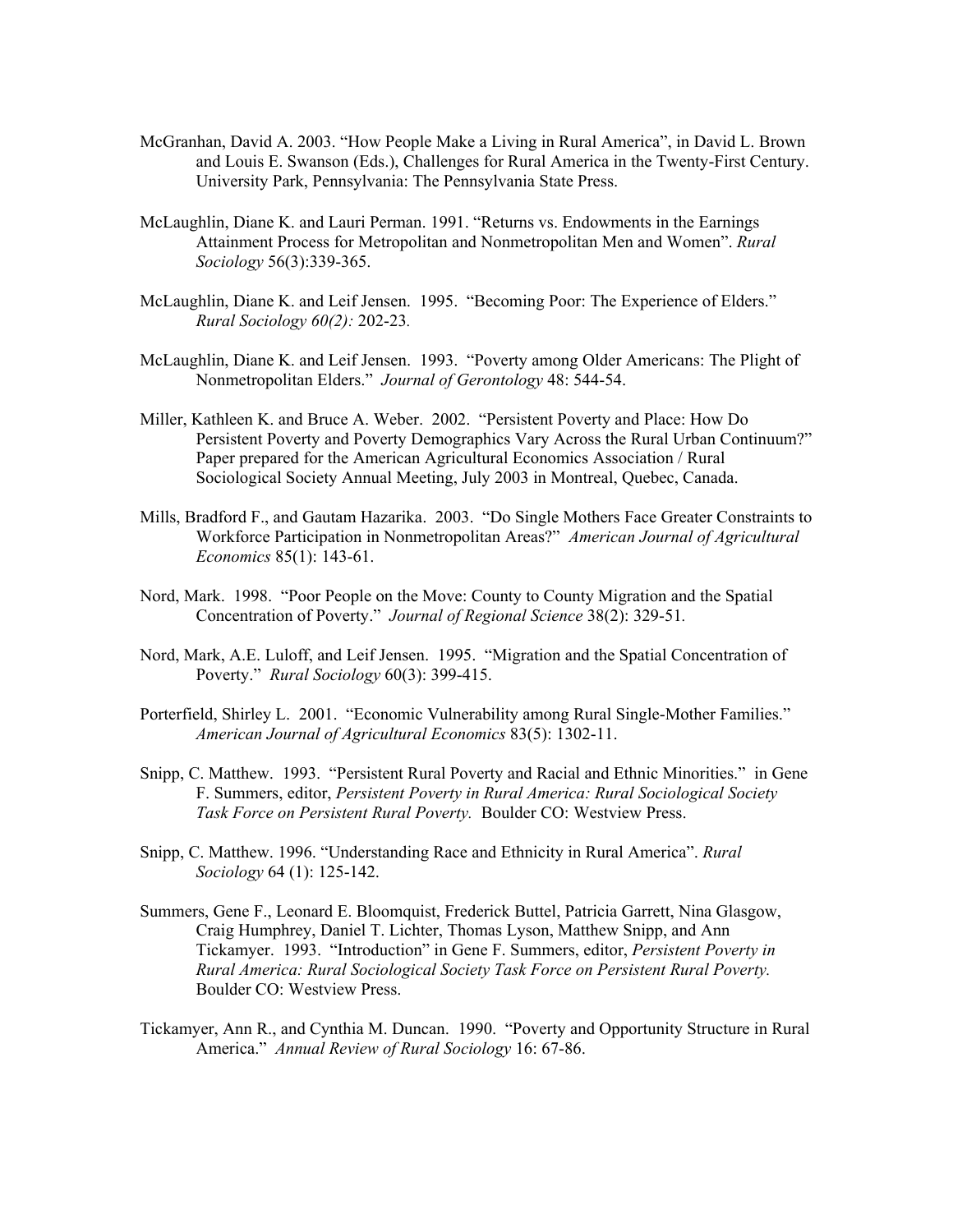McGranhan, David A. 2003. "How People Make a Living in Rural America", in David L. Brown and Louis E. Swanson (Eds.), Challenges for Rural America in the Twenty-First Century. University Park, Pennsylvania: The Pennsylvania State Press.

McLaughlin, Diane K. and Lauri Perman. 1991. "Returns vs. Endowments in the Earnings Attainment Process for Metropolitan and Nonmetropolitan Men and Women". *Rural Sociology* 56(3):339-365.

McLaughlin, Diane K. and Leif Jensen. 1995. "Becoming Poor: The Experience of Elders." *Rural Sociology 60(2):* 202-23.

McLaughlin, Diane K. and Leif Jensen. 1993. "Poverty among Older Americans: The Plight of Nonmetropolitan Elders." *Journal of Gerontology* 48: 544-54.

Miller, Kathleen K. and Bruce A. Weber. 2002. "Persistent Poverty and Place: How Do Persistent Poverty and Poverty Demographics Vary Across the Rural Urban Continuum?" Paper prepared for the American Agricultural Economics Association / Rural Sociological Society Annual Meeting, July 2003 in Montreal, Quebec, Canada.

Mills, Bradford F., and Gautam Hazarika. 2003. "Do Single Mothers Face Greater Constraints to Workforce Participation in Nonmetropolitan Areas?" *American Journal of Agricultural Economics* 85(1): 143-61.

Nord, Mark. 1998. "Poor People on the Move: County to County Migration and the Spatial Concentration of Poverty." *Journal of Regional Science* 38(2): 329-51.

Nord, Mark, A.E. Luloff, and Leif Jensen. 1995. "Migration and the Spatial Concentration of Poverty." *Rural Sociology* 60(3): 399-415.

Porterfield, Shirley L. 2001. "Economic Vulnerability among Rural Single-Mother Families." *American Journal of Agricultural Economics* 83(5): 1302-11.

Snipp, C. Matthew. 1993. "Persistent Rural Poverty and Racial and Ethnic Minorities." in Gene F. Summers, editor, *Persistent Poverty in Rural America: Rural Sociological Society Task Force on Persistent Rural Poverty.* Boulder CO: Westview Press.

Snipp, C. Matthew. 1996. "Understanding Race and Ethnicity in Rural America". *Rural Sociology* 64 (1): 125-142.

Summers, Gene F., Leonard E. Bloomquist, Frederick Buttel, Patricia Garrett, Nina Glasgow, Craig Humphrey, Daniel T. Lichter, Thomas Lyson, Matthew Snipp, and Ann Tickamyer. 1993. "Introduction" in Gene F. Summers, editor, *Persistent Poverty in Rural America: Rural Sociological Society Task Force on Persistent Rural Poverty.* Boulder CO: Westview Press.

Tickamyer, Ann R., and Cynthia M. Duncan. 1990. "Poverty and Opportunity Structure in Rural America." *Annual Review of Rural Sociology* 16: 67-86.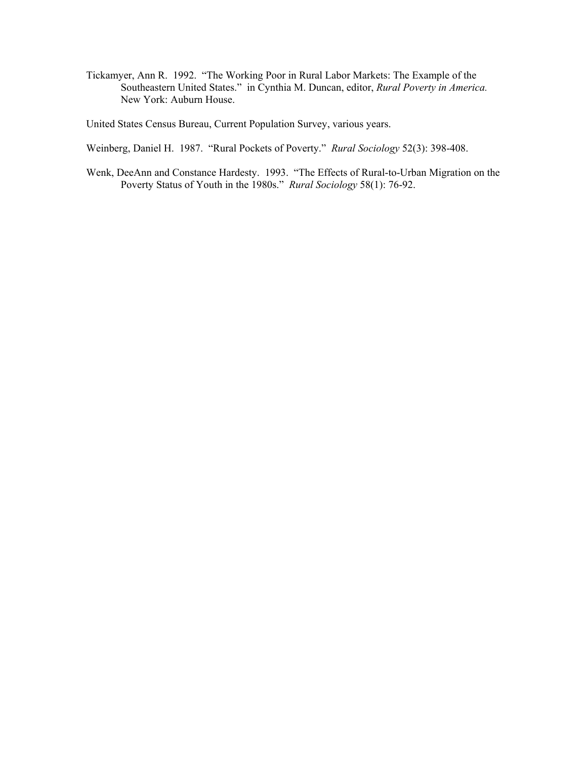Tickamyer, Ann R. 1992. "The Working Poor in Rural Labor Markets: The Example of the Southeastern United States." in Cynthia M. Duncan, editor, *Rural Poverty in America.* New York: Auburn House.

United States Census Bureau, Current Population Survey, various years.

Weinberg, Daniel H. 1987. "Rural Pockets of Poverty." *Rural Sociology* 52(3): 398-408.

Wenk, DeeAnn and Constance Hardesty. 1993. "The Effects of Rural-to-Urban Migration on the Poverty Status of Youth in the 1980s." *Rural Sociology* 58(1): 76-92.